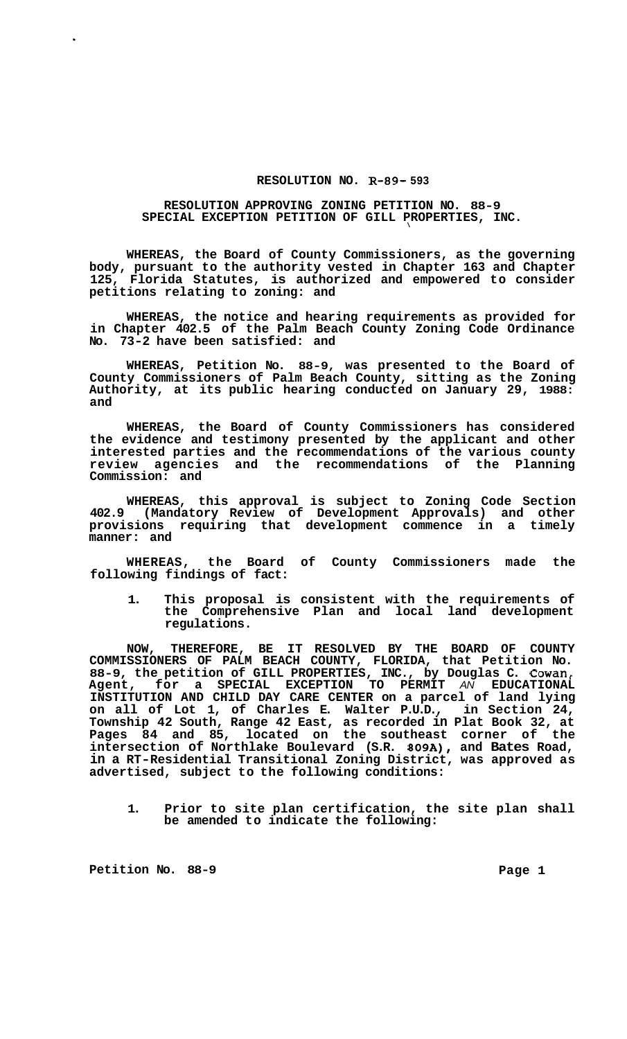# RESOLUTION NO. R-89-593

## RESOLUTION APPROVING ZONING PETITION NO. 88-9 SPECIAL EXCEPTION PETITION OF GILL PROPERTIES, INC.

**WHEREAS, the Board of County Commissioners, as the governing body, pursuant to the authority vested in Chapter 163 and Chapter 125, Florida Statutes, is authorized and empowered to consider petitions relating to zoning: and**

**WHEREAS, the notice and hearing requirements as provided for in Chapter 402.5 of the Palm Beach County Zoning Code Ordinance No. 73-2 have been satisfied: and**

**WHEREAS, Petition No. 88-9, was presented to the Board of County Commissioners of Palm Beach County, sitting as the Zoning Authority, at its public hearing conducted on January 29, 1988: and**

**WHEREAS, the Board of County Commissioners has considered the evidence and testimony presented by the applicant and other interested parties and the recommendations of the various county review agencies and the recommendations of the Planning Commission: and**

**WHEREAS, this approval is subject to Zoning Code Section 402.9 (Mandatory Review of Development Approvals) and other provisions requiring that development commence in a timely manner: and**

**WHEREAS, the Board of County Commissioners made the following findings of fact:**

1. **This proposal is consistent with the requirements of the Comprehensive Plan and local land development regulations.**

**NOW, THEREFORE, BE IT RESOLVED BY THE BOARD OF COUNTY COMMISSIONERS OF PALM BEACH COUNTY, FLORIDA, that Petition No. 88-9, the petition of GILL PROPERTIES, INC., by Douglas C. Cowan, Agent, for a SPECIAL EXCEPTION TO PERMIT *AN* EDUCATIONAL INSTITUTION AND CHILD DAY CARE CENTER on a parcel of land lying on all of Lot 1, of Charles E. Walter P.U.D., in Section 24, Township 42 South, Range 42 East, as recorded in Plat Book 32, at Pages 84 and 85, located on the southeast corner of the intersection of Northlake Boulevard (S.R. 809A), and Bates Road, in a RT-Residential Transitional Zoning District, was approved as advertised, subject to the following conditions:**

1. **Prior to site plan certification, the site plan shall be amended to indicate the following:**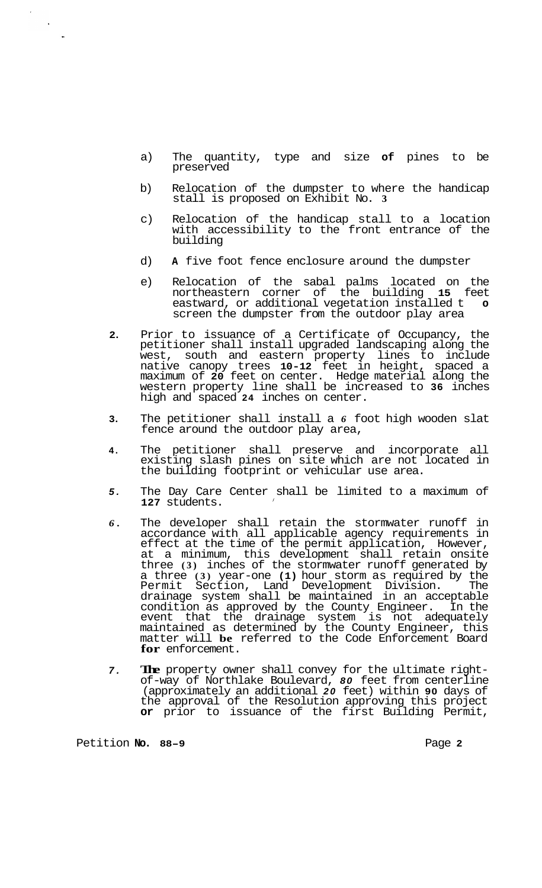a) The quantity, type and size of pines to be preserved

b) Relocation of the dumpster to where the handicap stall is proposed on Exhibit No. 3

c) Relocation of the handicap stall to a location with accessibility to the front entrance of the building

d) A five foot fence enclosure around the dumpster

e) Relocation of the sabal palms located on the northeastern corner of the building 15 feet eastward, or additional vegetation installed t o screen the dumpster from the outdoor play area

2. Prior to issuance of a Certificate of Occupancy, the petitioner shall install upgraded landscaping along the west, south and eastern property lines to include native canopy trees 10-12 feet in height, spaced a maximum of 20 feet on center. Hedge material along the western property line shall be increased to 36 inches high and spaced 24 inches on center.

3. The petitioner shall install a 6 foot high wooden slat fence around the outdoor play area,

4. The petitioner shall preserve and incorporate all existing slash pines on site which are not located in the building footprint or vehicular use area.

5. The Day Care Center shall be limited to a maximum of 127 students.

6. The developer shall retain the stormwater runoff in accordance with all applicable agency requirements in effect at the time of the permit application, However, at a minimum, this development shall retain onsite three (3) inches of the stormwater runoff generated by a three (3) year-one (1) hour storm as required by the Permit Section, Land Development Division. The drainage system shall be maintained in an acceptable condition as approved by the County Engineer. In the event that the drainage system is not adequately maintained as determined by the County Engineer, this matter will be referred to the Code Enforcement Board for enforcement.

7. The property owner shall convey for the ultimate right-of-way of Northlake Boulevard, 80 feet from centerline (approximately an additional 20 feet) within 90 days of the approval of the Resolution approving this project or prior to issuance of the first Building Permit,

Petition No. 88-9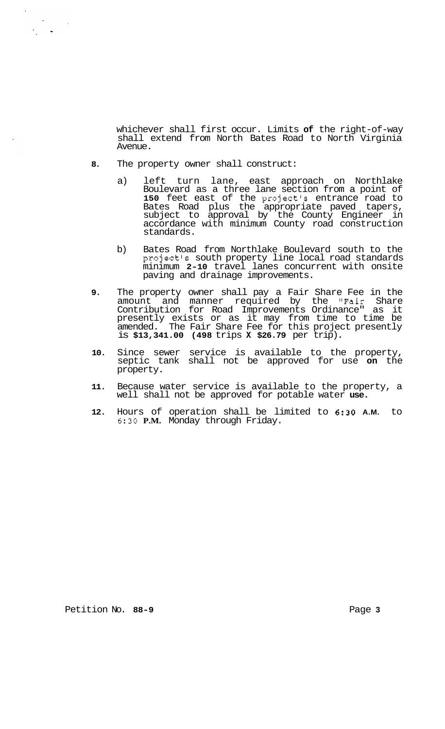whichever shall first occur. Limits of the right-of-way shall extend from North Bates Road to North Virginia Avenue.

8. The property owner shall construct:

   a) left turn lane, east approach on Northlake Boulevard as a three lane section from a point of 150 feet east of the project's entrance road to Bates Road plus the appropriate paved tapers, subject to approval by the County Engineer in accordance with minimum County road construction standards.

   b) Bates Road from Northlake Boulevard south to the project's south property line local road standards minimum 2-10 travel lanes concurrent with onsite paving and drainage improvements.

9. The property owner shall pay a Fair Share Fee in the amount and manner required by the "Fair Share Contribution for Road Improvements Ordinance" as it presently exists or as it may from time to time be amended. The Fair Share Fee for this project presently is $13,341.00 (498 trips X $26.79 per trip).

10. Since sewer service is available to the property, septic tank shall not be approved for use on the property.

11. Because water service is available to the property, a well shall not be approved for potable water use.

12. Hours of operation shall be limited to 6:30 A.M. to 6:30 P.M. Monday through Friday.

Petition No. 88-9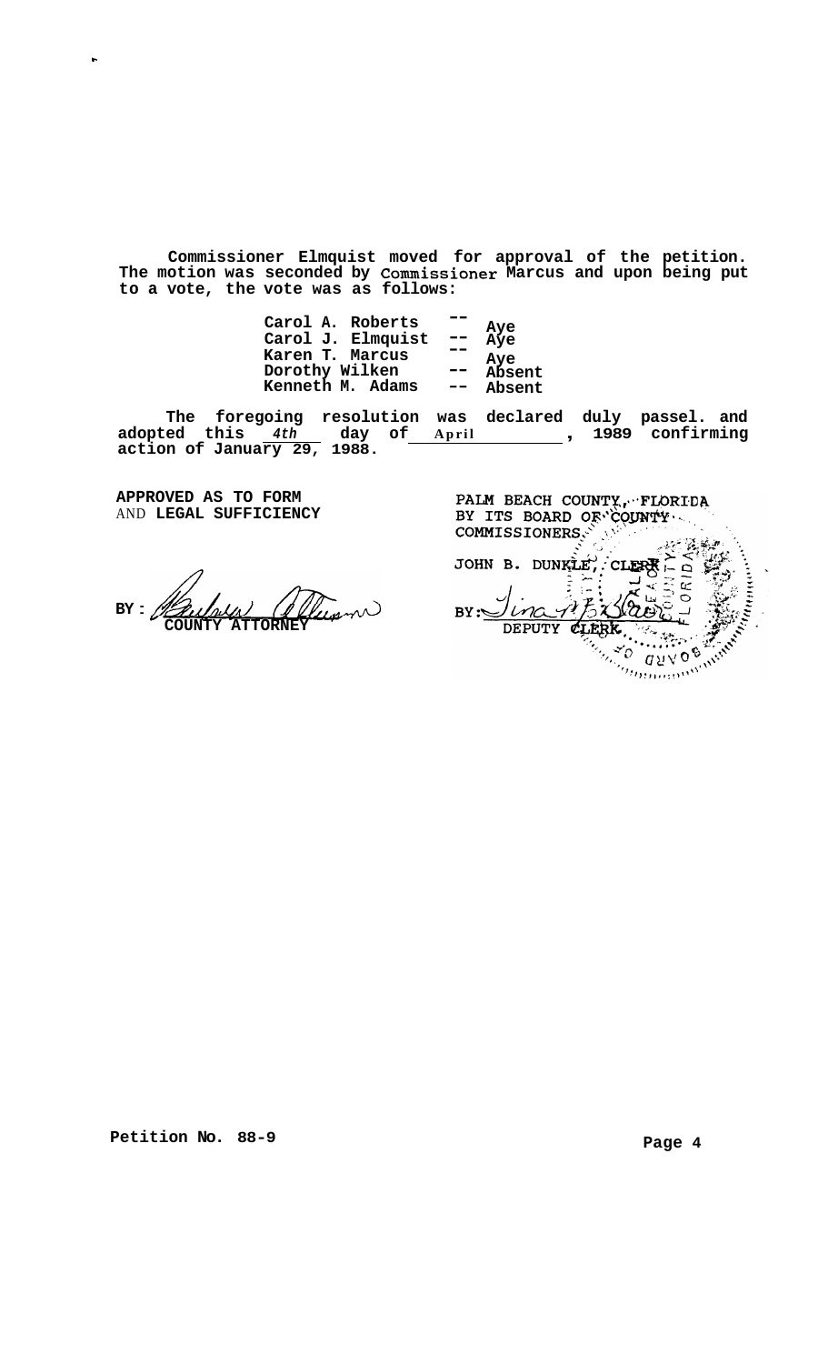Commissioner Elmquist moved for approval of the petition. The motion was seconded by Commissioner Marcus and upon being put to a vote, the vote was as follows:

| | | |
|---|---|---|
| Carol A. Roberts | -- | Aye |
| Carol J. Elmquist | -- | Aye |
| Karen T. Marcus | -- | Aye |
| Dorothy Wilken | -- | Absent |
| Kenneth M. Adams | -- | Absent |

The foregoing resolution was declared duly passel. and adopted this *4th* day of April, 1989 confirming action of January 29, 1988.

APPROVED AS TO FORM AND LEGAL SUFFICIENCY

BY: COUNTY ATTORNEY

PALM BEACH COUNTY, FLORIDA BY ITS BOARD OF COUNTY COMMISSIONERS

JOHN B. DUNKLE, CLERK

BY: DEPUTY CLERK

Petition No. 88-9